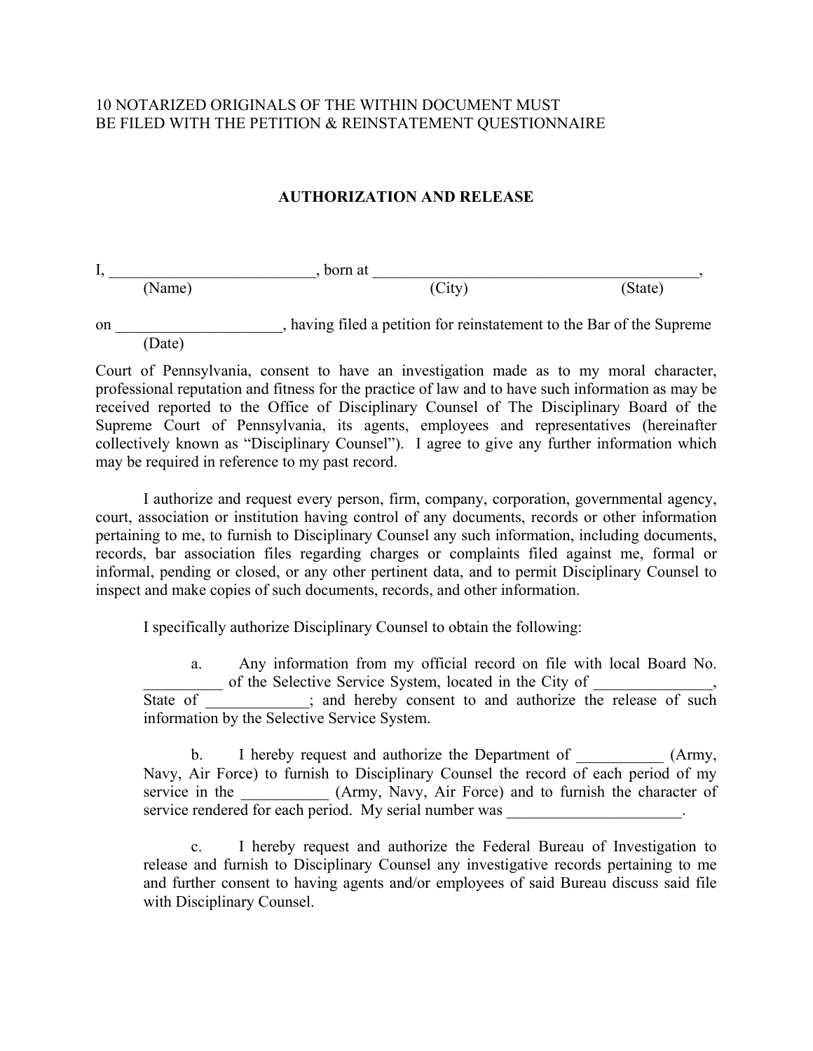10 NOTARIZED ORIGINALS OF THE WITHIN DOCUMENT MUST
BE FILED WITH THE PETITION & REINSTATEMENT QUESTIONNAIRE

## AUTHORIZATION AND RELEASE

I, __________________________, born at __________________________________________,
(Name) (City) (State)

on ____________________, having filed a petition for reinstatement to the Bar of the Supreme
(Date)

Court of Pennsylvania, consent to have an investigation made as to my moral character, professional reputation and fitness for the practice of law and to have such information as may be received reported to the Office of Disciplinary Counsel of The Disciplinary Board of the Supreme Court of Pennsylvania, its agents, employees and representatives (hereinafter collectively known as "Disciplinary Counsel"). I agree to give any further information which may be required in reference to my past record.

I authorize and request every person, firm, company, corporation, governmental agency, court, association or institution having control of any documents, records or other information pertaining to me, to furnish to Disciplinary Counsel any such information, including documents, records, bar association files regarding charges or complaints filed against me, formal or informal, pending or closed, or any other pertinent data, and to permit Disciplinary Counsel to inspect and make copies of such documents, records, and other information.

I specifically authorize Disciplinary Counsel to obtain the following:

a. Any information from my official record on file with local Board No. __________ of the Selective Service System, located in the City of _______________, State of _____________; and hereby consent to and authorize the release of such information by the Selective Service System.

b. I hereby request and authorize the Department of ___________ (Army, Navy, Air Force) to furnish to Disciplinary Counsel the record of each period of my service in the ___________ (Army, Navy, Air Force) and to furnish the character of service rendered for each period. My serial number was ______________________.

c. I hereby request and authorize the Federal Bureau of Investigation to release and furnish to Disciplinary Counsel any investigative records pertaining to me and further consent to having agents and/or employees of said Bureau discuss said file with Disciplinary Counsel.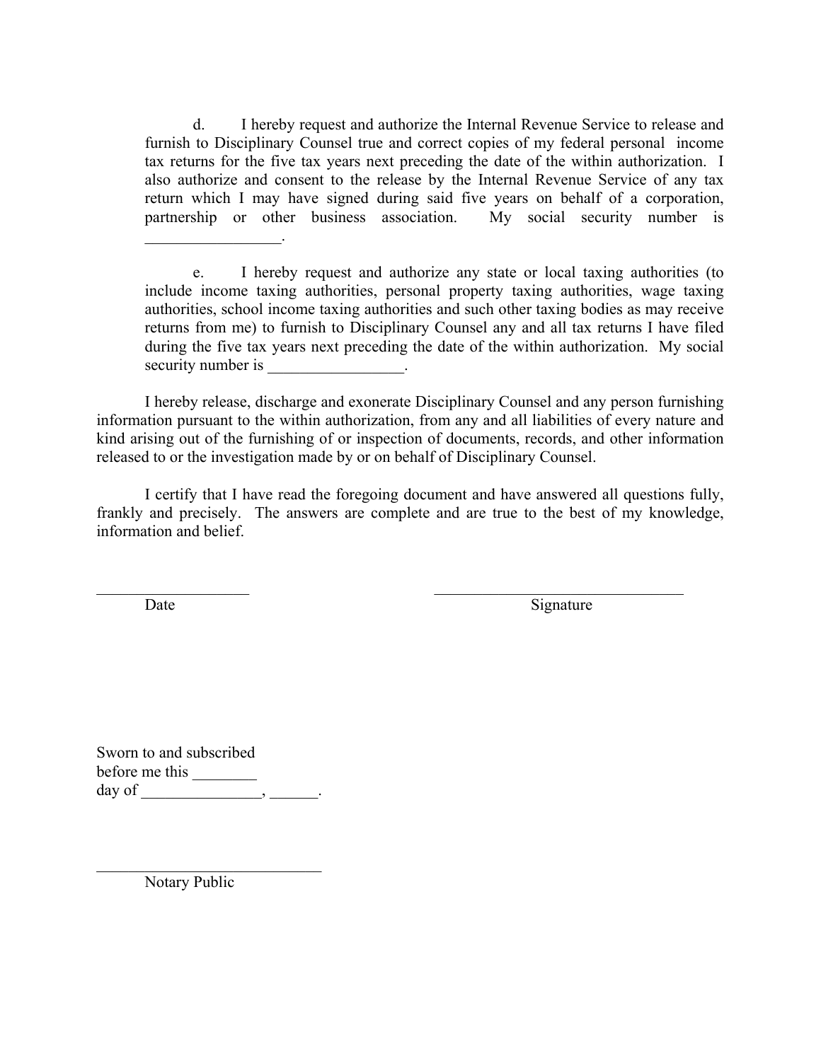d. I hereby request and authorize the Internal Revenue Service to release and furnish to Disciplinary Counsel true and correct copies of my federal personal income tax returns for the five tax years next preceding the date of the within authorization. I also authorize and consent to the release by the Internal Revenue Service of any tax return which I may have signed during said five years on behalf of a corporation, partnership or other business association. My social security number is _________________.

e. I hereby request and authorize any state or local taxing authorities (to include income taxing authorities, personal property taxing authorities, wage taxing authorities, school income taxing authorities and such other taxing bodies as may receive returns from me) to furnish to Disciplinary Counsel any and all tax returns I have filed during the five tax years next preceding the date of the within authorization. My social security number is _________________.

I hereby release, discharge and exonerate Disciplinary Counsel and any person furnishing information pursuant to the within authorization, from any and all liabilities of every nature and kind arising out of the furnishing of or inspection of documents, records, and other information released to or the investigation made by or on behalf of Disciplinary Counsel.

I certify that I have read the foregoing document and have answered all questions fully, frankly and precisely. The answers are complete and are true to the best of my knowledge, information and belief.

____________________ Date

________________________________ Signature

Sworn to and subscribed before me this ________ day of _______________, ______.

____________________________ Notary Public